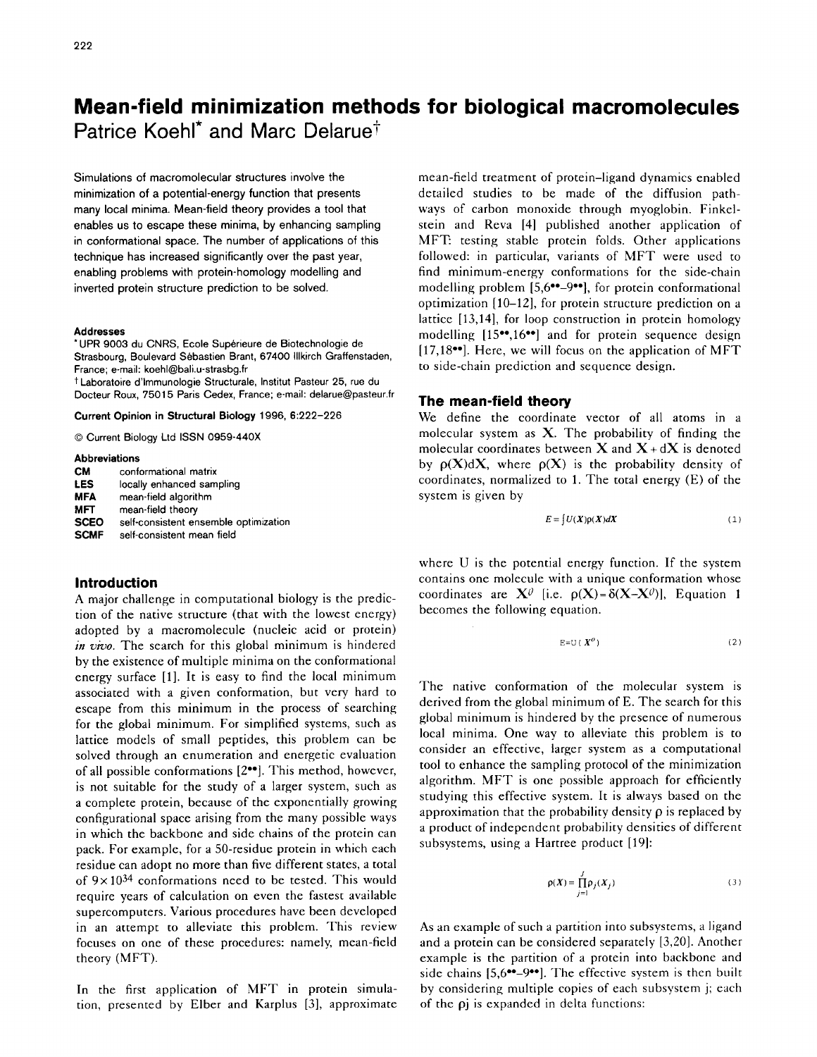# Mean-field minimization methods for biological macromolecules

Patrice Koehl* and Marc Delarue†

Simulations of macromolecular structures involve the minimization of a potential-energy function that presents many local minima. Mean-field theory provides a tool that enables us to escape these minima, by enhancing sampling in conformational space. The number of applications of this technique has increased significantly over the past year, enabling problems with protein-homology modelling and inverted protein structure prediction to be solved.

**Addresses**

*UPR 9003 du CNRS, Ecole Supérieure de Biotechnologie de Strasbourg, Boulevard Sébastien Brant, 67400 Illkirch Graffenstaden, France; e-mail: koehl@bali.u-strasbg.fr

†Laboratoire d'Immunologie Structurale, Institut Pasteur 25, rue du Docteur Roux, 75015 Paris Cedex, France; e-mail: delarue@pasteur.fr

**Current Opinion in Structural Biology 1996, 6:222–226**

© Current Biology Ltd ISSN 0959-440X

**Abbreviations**

| | |
|---|---|
| **CM** | conformational matrix |
| **LES** | locally enhanced sampling |
| **MFA** | mean-field algorithm |
| **MFT** | mean-field theory |
| **SCEO** | self-consistent ensemble optimization |
| **SCMF** | self-consistent mean field |

## Introduction

A major challenge in computational biology is the prediction of the native structure (that with the lowest energy) adopted by a macromolecule (nucleic acid or protein) *in vivo*. The search for this global minimum is hindered by the existence of multiple minima on the conformational energy surface [1]. It is easy to find the local minimum associated with a given conformation, but very hard to escape from this minimum in the process of searching for the global minimum. For simplified systems, such as lattice models of small peptides, this problem can be solved through an enumeration and energetic evaluation of all possible conformations [2••]. This method, however, is not suitable for the study of a larger system, such as a complete protein, because of the exponentially growing configurational space arising from the many possible ways in which the backbone and side chains of the protein can pack. For example, for a 50-residue protein in which each residue can adopt no more than five different states, a total of $9\times10^{34}$ conformations need to be tested. This would require years of calculation on even the fastest available supercomputers. Various procedures have been developed in an attempt to alleviate this problem. This review focuses on one of these procedures: namely, mean-field theory (MFT).

In the first application of MFT in protein simulation, presented by Elber and Karplus [3], approximate mean-field treatment of protein–ligand dynamics enabled detailed studies to be made of the diffusion pathways of carbon monoxide through myoglobin. Finkelstein and Reva [4] published another application of MFT: testing stable protein folds. Other applications followed: in particular, variants of MFT were used to find minimum-energy conformations for the side-chain modelling problem [5,6••–9••], for protein conformational optimization [10–12], for protein structure prediction on a lattice [13,14], for loop construction in protein homology modelling [15••,16••] and for protein sequence design [17,18••]. Here, we will focus on the application of MFT to side-chain prediction and sequence design.

## The mean-field theory

We define the coordinate vector of all atoms in a molecular system as **X**. The probability of finding the molecular coordinates between **X** and **X** + d**X** is denoted by $\rho(X)dX$, where $\rho(X)$ is the probability density of coordinates, normalized to 1. The total energy (E) of the system is given by

$$E = \int U(X)\rho(X)dX \qquad (1)$$

where U is the potential energy function. If the system contains one molecule with a unique conformation whose coordinates are $X^0$ [i.e. $\rho(X)=\delta(X-X^0)$], Equation 1 becomes the following equation.

$$E = U(X^0) \qquad (2)$$

The native conformation of the molecular system is derived from the global minimum of E. The search for this global minimum is hindered by the presence of numerous local minima. One way to alleviate this problem is to consider an effective, larger system as a computational tool to enhance the sampling protocol of the minimization algorithm. MFT is one possible approach for efficiently studying this effective system. It is always based on the approximation that the probability density ρ is replaced by a product of independent probability densities of different subsystems, using a Hartree product [19]:

$$\rho(X) = \prod_{j=1}^{J} \rho_j(X_j) \qquad (3)$$

As an example of such a partition into subsystems, a ligand and a protein can be considered separately [3,20]. Another example is the partition of a protein into backbone and side chains [5,6••–9••]. The effective system is then built by considering multiple copies of each subsystem j; each of the $\rho_j$ is expanded in delta functions: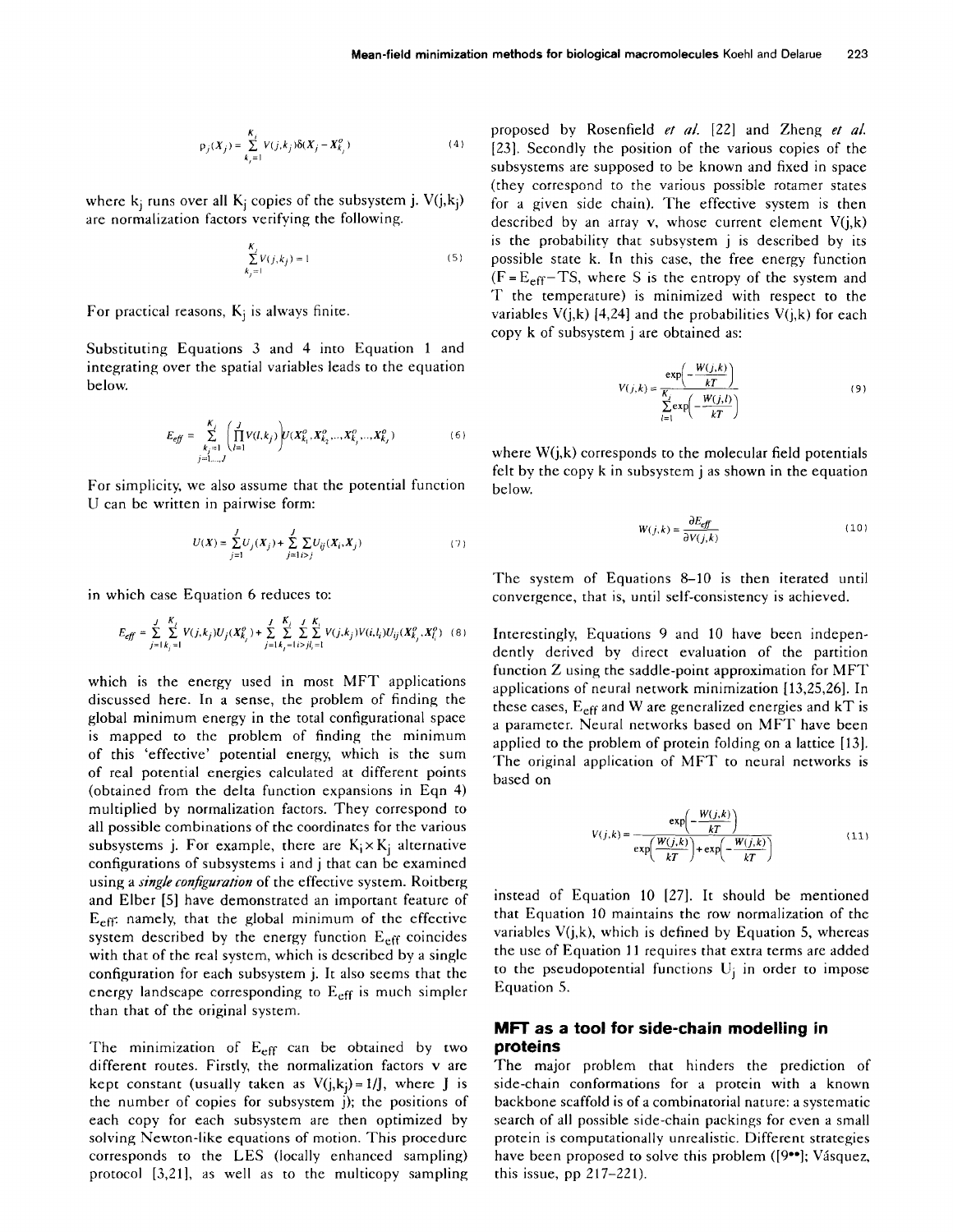$$\rho_j(X_j) = \sum_{k_j=1}^{K_j} V(j,k_j)\delta(X_j - X_{k_j}^o) \tag{4}$$

where $k_j$ runs over all $K_j$ copies of the subsystem j. $V(j,k_j)$ are normalization factors verifying the following.

$$\sum_{k_j=1}^{K_j} V(j,k_j) = 1 \tag{5}$$

For practical reasons, $K_j$ is always finite.

Substituting Equations 3 and 4 into Equation 1 and integrating over the spatial variables leads to the equation below.

$$E_{eff} = \sum_{\substack{k_j=1 \\ j=1,...,J}}^{K_j} \left( \prod_{l=1}^{J} V(l,k_l) \right) U(X_{k_1}^o, X_{k_2}^o, ..., X_{k_j}^o, ..., X_{k_J}^o) \tag{6}$$

For simplicity, we also assume that the potential function U can be written in pairwise form:

$$U(X) = \sum_{j=1}^{J} U_j(X_j) + \sum_{j=1}^{J} \sum_{i>j} U_{ij}(X_i, X_j) \tag{7}$$

in which case Equation 6 reduces to:

$$E_{eff} = \sum_{j=1}^{J} \sum_{k_j=1}^{K_j} V(j,k_j) U_j(X_{k_j}^o) + \sum_{j=1}^{J} \sum_{k_j=1}^{K_j} \sum_{i>j}^{J} \sum_{l_i=1}^{K_i} V(j,k_j) V(i,l_i) U_{ij}(X_{k_j}^o, X_{l_i}^o) \tag{8}$$

which is the energy used in most MFT applications discussed here. In a sense, the problem of finding the global minimum energy in the total configurational space is mapped to the problem of finding the minimum of this 'effective' potential energy, which is the sum of real potential energies calculated at different points (obtained from the delta function expansions in Eqn 4) multiplied by normalization factors. They correspond to all possible combinations of the coordinates for the various subsystems j. For example, there are $K_i \times K_j$ alternative configurations of subsystems i and j that can be examined using a ***single configuration*** of the effective system. Roitberg and Elber [5] have demonstrated an important feature of $E_{eff}$: namely, that the global minimum of the effective system described by the energy function $E_{eff}$ coincides with that of the real system, which is described by a single configuration for each subsystem j. It also seems that the energy landscape corresponding to $E_{eff}$ is much simpler than that of the original system.

The minimization of $E_{eff}$ can be obtained by two different routes. Firstly, the normalization factors v are kept constant (usually taken as $V(j,k_j) = 1/J$, where J is the number of copies for subsystem j); the positions of each copy for each subsystem are then optimized by solving Newton-like equations of motion. This procedure corresponds to the LES (locally enhanced sampling) protocol [3,21], as well as to the multicopy sampling proposed by Rosenfield *et al.* [22] and Zheng *et al.* [23]. Secondly the position of the various copies of the subsystems are supposed to be known and fixed in space (they correspond to the various possible rotamer states for a given side chain). The effective system is then described by an array v, whose current element V(j,k) is the probability that subsystem j is described by its possible state k. In this case, the free energy function ($F = E_{eff} - TS$, where S is the entropy of the system and T the temperature) is minimized with respect to the variables V(j,k) [4,24] and the probabilities V(j,k) for each copy k of subsystem j are obtained as:

$$V(j,k) = \frac{\exp\left(-\frac{W(j,k)}{kT}\right)}{\sum_{l=1}^{K_j} \exp\left(-\frac{W(j,l)}{kT}\right)} \tag{9}$$

where W(j,k) corresponds to the molecular field potentials felt by the copy k in subsystem j as shown in the equation below.

$$W(j,k) = \frac{\partial E_{eff}}{\partial V(j,k)} \tag{10}$$

The system of Equations 8–10 is then iterated until convergence, that is, until self-consistency is achieved.

Interestingly, Equations 9 and 10 have been independently derived by direct evaluation of the partition function Z using the saddle-point approximation for MFT applications of neural network minimization [13,25,26]. In these cases, $E_{eff}$ and W are generalized energies and kT is a parameter. Neural networks based on MFT have been applied to the problem of protein folding on a lattice [13]. The original application of MFT to neural networks is based on

$$V(j,k) = \frac{\exp\left(-\frac{W(j,k)}{kT}\right)}{\exp\left(\frac{W(j,k)}{kT}\right) + \exp\left(-\frac{W(j,k)}{kT}\right)} \tag{11}$$

instead of Equation 10 [27]. It should be mentioned that Equation 10 maintains the row normalization of the variables V(j,k), which is defined by Equation 5, whereas the use of Equation 11 requires that extra terms are added to the pseudopotential functions $U_j$ in order to impose Equation 5.

## MFT as a tool for side-chain modelling in proteins

The major problem that hinders the prediction of side-chain conformations for a protein with a known backbone scaffold is of a combinatorial nature: a systematic search of all possible side-chain packings for even a small protein is computationally unrealistic. Different strategies have been proposed to solve this problem ([9••]; Vásquez, this issue, pp 217–221).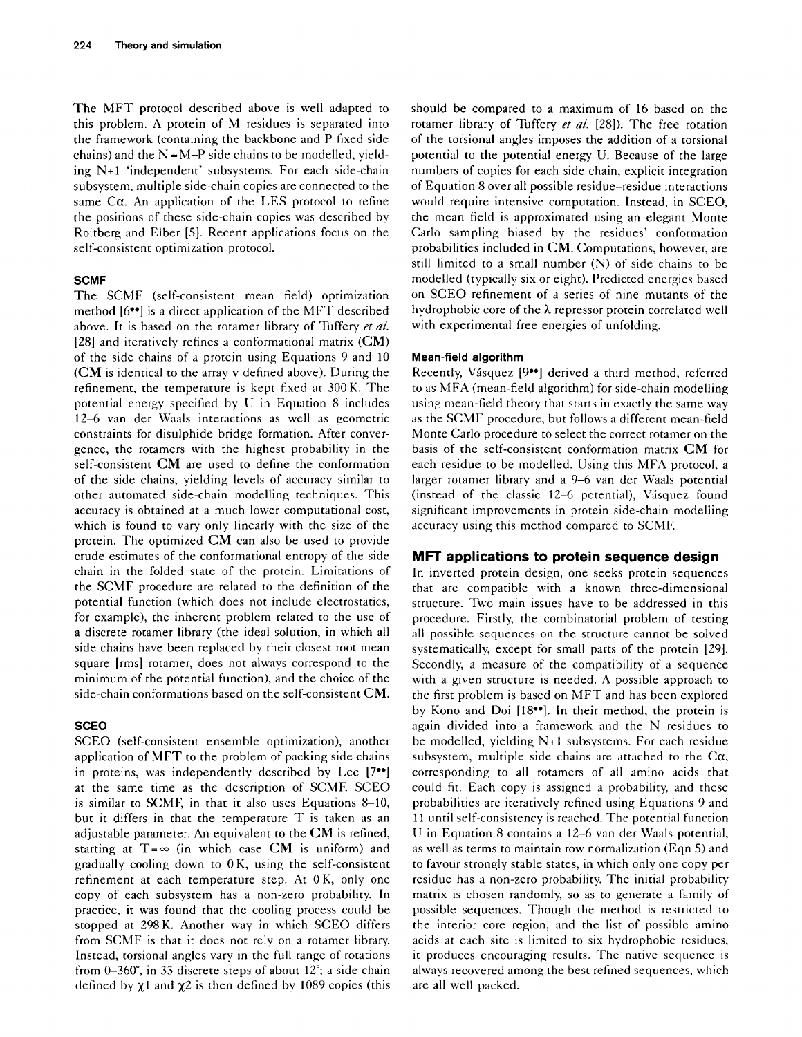The MFT protocol described above is well adapted to this problem. A protein of M residues is separated into the framework (containing the backbone and P fixed side chains) and the N = M–P side chains to be modelled, yielding N+1 'independent' subsystems. For each side-chain subsystem, multiple side-chain copies are connected to the same Cα. An application of the LES protocol to refine the positions of these side-chain copies was described by Roitberg and Elber [5]. Recent applications focus on the self-consistent optimization protocol.

### SCMF

The SCMF (self-consistent mean field) optimization method [6••] is a direct application of the MFT described above. It is based on the rotamer library of Tuffery *et al.* [28] and iteratively refines a conformational matrix (**CM**) of the side chains of a protein using Equations 9 and 10 (**CM** is identical to the array v defined above). During the refinement, the temperature is kept fixed at 300 K. The potential energy specified by U in Equation 8 includes 12–6 van der Waals interactions as well as geometric constraints for disulphide bridge formation. After convergence, the rotamers with the highest probability in the self-consistent **CM** are used to define the conformation of the side chains, yielding levels of accuracy similar to other automated side-chain modelling techniques. This accuracy is obtained at a much lower computational cost, which is found to vary only linearly with the size of the protein. The optimized **CM** can also be used to provide crude estimates of the conformational entropy of the side chain in the folded state of the protein. Limitations of the SCMF procedure are related to the definition of the potential function (which does not include electrostatics, for example), the inherent problem related to the use of a discrete rotamer library (the ideal solution, in which all side chains have been replaced by their closest root mean square [rms] rotamer, does not always correspond to the minimum of the potential function), and the choice of the side-chain conformations based on the self-consistent **CM**.

### SCEO

SCEO (self-consistent ensemble optimization), another application of MFT to the problem of packing side chains in proteins, was independently described by Lee [7••] at the same time as the description of SCMF. SCEO is similar to SCMF, in that it also uses Equations 8–10, but it differs in that the temperature T is taken as an adjustable parameter. An equivalent to the **CM** is refined, starting at T = ∞ (in which case **CM** is uniform) and gradually cooling down to 0 K, using the self-consistent refinement at each temperature step. At 0 K, only one copy of each subsystem has a non-zero probability. In practice, it was found that the cooling process could be stopped at 298 K. Another way in which SCEO differs from SCMF is that it does not rely on a rotamer library. Instead, torsional angles vary in the full range of rotations from 0–360°, in 33 discrete steps of about 12°; a side chain defined by $\chi 1$ and $\chi 2$ is then defined by 1089 copies (this should be compared to a maximum of 16 based on the rotamer library of Tuffery *et al.* [28]). The free rotation of the torsional angles imposes the addition of a torsional potential to the potential energy U. Because of the large numbers of copies for each side chain, explicit integration of Equation 8 over all possible residue–residue interactions would require intensive computation. Instead, in SCEO, the mean field is approximated using an elegant Monte Carlo sampling biased by the residues' conformation probabilities included in **CM**. Computations, however, are still limited to a small number (N) of side chains to be modelled (typically six or eight). Predicted energies based on SCEO refinement of a series of nine mutants of the hydrophobic core of the λ repressor protein correlated well with experimental free energies of unfolding.

#### Mean-field algorithm

Recently, Vásquez [9••] derived a third method, referred to as MFA (mean-field algorithm) for side-chain modelling using mean-field theory that starts in exactly the same way as the SCMF procedure, but follows a different mean-field Monte Carlo procedure to select the correct rotamer on the basis of the self-consistent conformation matrix **CM** for each residue to be modelled. Using this MFA protocol, a larger rotamer library and a 9–6 van der Waals potential (instead of the classic 12–6 potential), Vásquez found significant improvements in protein side-chain modelling accuracy using this method compared to SCMF.

## MFT applications to protein sequence design

In inverted protein design, one seeks protein sequences that are compatible with a known three-dimensional structure. Two main issues have to be addressed in this procedure. Firstly, the combinatorial problem of testing all possible sequences on the structure cannot be solved systematically, except for small parts of the protein [29]. Secondly, a measure of the compatibility of a sequence with a given structure is needed. A possible approach to the first problem is based on MFT and has been explored by Kono and Doi [18••]. In their method, the protein is again divided into a framework and the N residues to be modelled, yielding N+1 subsystems. For each residue subsystem, multiple side chains are attached to the Cα, corresponding to all rotamers of all amino acids that could fit. Each copy is assigned a probability, and these probabilities are iteratively refined using Equations 9 and 11 until self-consistency is reached. The potential function U in Equation 8 contains a 12–6 van der Waals potential, as well as terms to maintain row normalization (Eqn 5) and to favour strongly stable states, in which only one copy per residue has a non-zero probability. The initial probability matrix is chosen randomly, so as to generate a family of possible sequences. Though the method is restricted to the interior core region, and the list of possible amino acids at each site is limited to six hydrophobic residues, it produces encouraging results. The native sequence is always recovered among the best refined sequences, which are all well packed.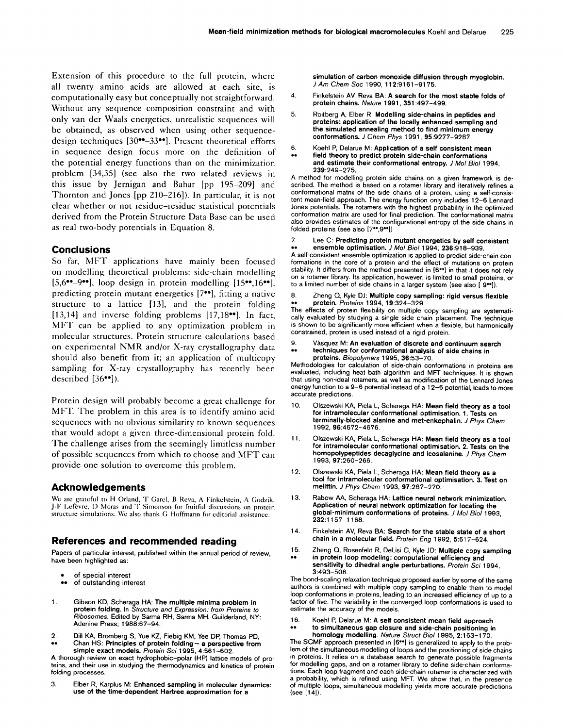Extension of this procedure to the full protein, where all twenty amino acids are allowed at each site, is computationally easy but conceptually not straightforward. Without any sequence composition constraint and with only van der Waals energetics, unrealistic sequences will be obtained, as observed when using other sequence-design techniques [30••–33••]. Present theoretical efforts in sequence design focus more on the definition of the potential energy functions than on the minimization problem [34,35] (see also the two related reviews in this issue by Jernigan and Bahar [pp 195–209] and Thornton and Jones [pp 210–216]). In particular, it is not clear whether or not residue–residue statistical potentials derived from the Protein Structure Data Base can be used as real two-body potentials in Equation 8.

## Conclusions

So far, MFT applications have mainly been focused on modelling theoretical problems: side-chain modelling [5,6••–9••], loop design in protein modelling [15••,16••], predicting protein mutant energetics [7••], fitting a native structure to a lattice [13], and the protein folding [13,14] and inverse folding problems [17,18••]. In fact, MFT can be applied to any optimization problem in molecular structures. Protein structure calculations based on experimental NMR and/or X-ray crystallography data should also benefit from it; an application of multicopy sampling for X-ray crystallography has recently been described [36••]).

Protein design will probably become a great challenge for MFT. The problem in this area is to identify amino acid sequences with no obvious similarity to known sequences that would adopt a given three-dimensional protein fold. The challenge arises from the seemingly limitless number of possible sequences from which to choose and MFT can provide one solution to overcome this problem.

## Acknowledgements

We are grateful to H Orland, T Garel, B Reva, A Finkelstein, A Godzik, J-F Lefèvre, D Moras and T Simonson for fruitful discussions on protein structure simulations. We also thank G Hoffmann for editorial assistance.

## References and recommended reading

Papers of particular interest, published within the annual period of review, have been highlighted as:

- • of special interest
- •• of outstanding interest

1. Gibson KD, Scheraga HA: **The multiple minima problem in protein folding.** In *Structure and Expression: from Proteins to Ribosomes.* Edited by Sarma RH, Sarma MH. Guilderland, NY: Adenine Press; 1988:67–94.

2. •• Dill KA, Bromberg S, Yue KZ, Fiebig KM, Yee DP, Thomas PD, Chan HS: **Principles of protein folding – a perspective from simple exact models.** *Protein Sci* 1995, 4:561–602.
A thorough review on exact hydrophobic–polar (HP) lattice models of proteins, and their use in studying the thermodynamics and kinetics of protein folding processes.

3. Elber R, Karplus M: **Enhanced sampling in molecular dynamics: use of the time-dependent Hartree approximation for a simulation of carbon monoxide diffusion through myoglobin.** *J Am Chem Soc* 1990, 112:9161–9175.

4. Finkelstein AV, Reva BA: **A search for the most stable folds of protein chains.** *Nature* 1991, 351:497–499.

5. Roitberg A, Elber R: **Modelling side-chains in peptides and proteins: application of the locally enhanced sampling and the simulated annealing method to find minimum energy conformations.** *J Chem Phys* 1991, 95:9277–9287.

6. •• Koehl P, Delarue M: **Application of a self consistent mean field theory to predict protein side-chain conformations and estimate their conformational entropy.** *J Mol Biol* 1994, 239:249–275.
A method for modelling protein side chains on a given framework is described. The method is based on a rotamer library and iteratively refines a conformational matrix of the side chains of a protein, using a self-consistent mean-field approach. The energy function only includes 12–6 Lennard Jones potentials. The rotamers with the highest probability in the optimized conformation matrix are used for final prediction. The conformational matrix also provides estimates of the configurational entropy of the side chains in folded proteins (see also [7••,9••])

7. •• Lee C: **Predicting protein mutant energetics by self consistent ensemble optimisation.** *J Mol Biol* 1994, 236:918–939.
A self-consistent ensemble optimization is applied to predict side-chain conformations in the core of a protein and the effect of mutations on protein stability. It differs from the method presented in [6••] in that it does not rely on a rotamer library. Its application, however, is limited to small proteins, or to a limited number of side chains in a larger system (see also [9••]).

8. •• Zheng Q, Kyle DJ: **Multiple copy sampling: rigid versus flexible protein.** *Proteins* 1994, 19:324–329.
The effects of protein flexibility on multiple copy sampling are systematically evaluated by studying a single side chain placement. The technique is shown to be significantly more efficient when a flexible, but harmonically constrained, protein is used instead of a rigid protein.

9. •• Vàsquez M: **An evaluation of discrete and continuum search techniques for conformational analysis of side chains in proteins.** *Biopolymers* 1995, 36:53–70.
Methodologies for calculation of side-chain conformations in proteins are evaluated, including heat bath algorithm and MFT techniques. It is shown that using non-ideal rotamers, as well as modification of the Lennard Jones energy function to a 9–6 potential instead of a 12–6 potential, leads to more accurate predictions.

10. Olszewski KA, Piela L, Scheraga HA: **Mean field theory as a tool for intramolecular conformational optimisation. 1. Tests on terminally-blocked alanine and met-enkephalin.** *J Phys Chem* 1992, 96:4672–4676.

11. Olszewski KA, Piela L, Scheraga HA: **Mean field theory as a tool for intramolecular conformational optimisation. 2. Tests on the homopolypeptides decaglycine and icosalanine.** *J Phys Chem* 1993, 97:260–266.

12. Olszewski KA, Piela L, Scheraga HA: **Mean field theory as a tool for intramolecular conformational optimisation. 3. Test on melittin.** *J Phys Chem* 1993, 97:267–270.

13. Rabow AA, Scheraga HA: **Lattice neural network minimization. Application of neural network optimization for locating the global-minimum conformations of proteins.** *J Mol Biol* 1993, 232:1157–1168.

14. Finkelstein AV, Reva BA: **Search for the stable state of a short chain in a molecular field.** *Protein Eng* 1992, 5:617–624.

15. •• Zheng Q, Rosenfeld R, DeLisi C, Kyle JD: **Multiple copy sampling in protein loop modeling: computational efficiency and sensitivity to dihedral angle perturbations.** *Protein Sci* 1994, 3:493–506.
The bond-scaling relaxation technique proposed earlier by some of the same authors is combined with multiple copy sampling to enable them to model loop conformations in proteins, leading to an increased efficiency of up to a factor of five. The variability in the converged loop conformations is used to estimate the accuracy of the models.

16. •• Koehl P, Delarue M: **A self consistent mean field approach to simultaneous gap closure and side-chain positioning in homology modelling.** *Nature Struct Biol* 1995, 2:163–170.
The SCMF approach presented in [6••] is generalized to apply to the problem of the simultaneous modelling of loops and the positioning of side chains in proteins. It relies on a database search to generate possible fragments for modelling gaps, and on a rotamer library to define side-chain conformations. Each loop fragment and each side-chain rotamer is characterized with a probability, which is refined using MFT. We show that, in the presence of multiple loops, simultaneous modelling yields more accurate predictions (see [14]).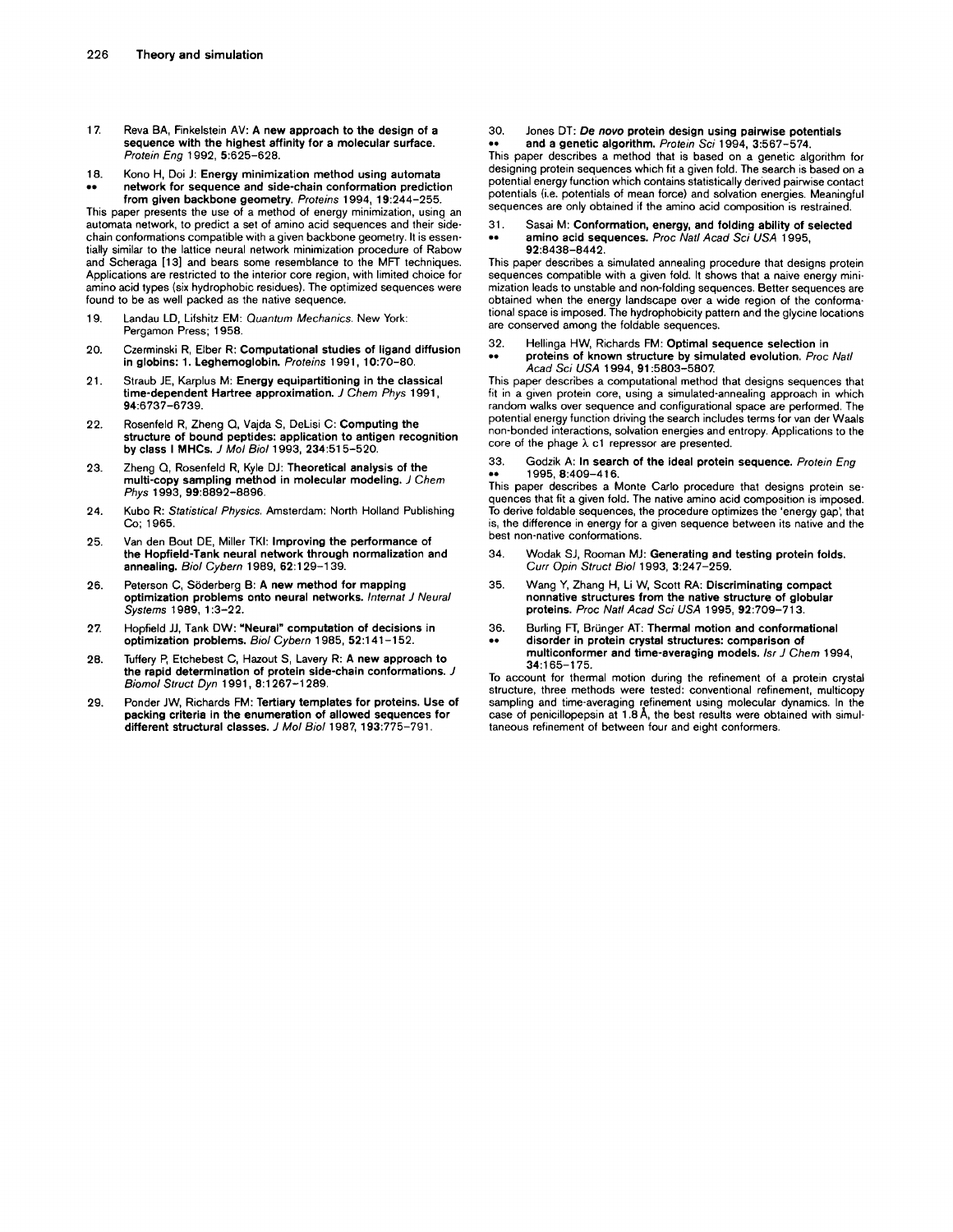17. Reva BA, Finkelstein AV: **A new approach to the design of a sequence with the highest affinity for a molecular surface.** *Protein Eng* 1992, **5**:625–628.

18. •• Kono H, Doi J: **Energy minimization method using automata network for sequence and side-chain conformation prediction from given backbone geometry.** *Proteins* 1994, **19**:244–255.

This paper presents the use of a method of energy minimization, using an automata network, to predict a set of amino acid sequences and their side-chain conformations compatible with a given backbone geometry. It is essentially similar to the lattice neural network minimization procedure of Rabow and Scheraga [13] and bears some resemblance to the MFT techniques. Applications are restricted to the interior core region, with limited choice for amino acid types (six hydrophobic residues). The optimized sequences were found to be as well packed as the native sequence.

19. Landau LD, Lifshitz EM: *Quantum Mechanics*. New York: Pergamon Press; 1958.

20. Czerminski R, Elber R: **Computational studies of ligand diffusion in globins: 1. Leghemoglobin.** *Proteins* 1991, **10**:70–80.

21. Straub JE, Karplus M: **Energy equipartitioning in the classical time-dependent Hartree approximation.** *J Chem Phys* 1991, **94**:6737–6739.

22. Rosenfeld R, Zheng Q, Vajda S, DeLisi C: **Computing the structure of bound peptides: application to antigen recognition by class I MHCs.** *J Mol Biol* 1993, **234**:515–520.

23. Zheng Q, Rosenfeld R, Kyle DJ: **Theoretical analysis of the multi-copy sampling method in molecular modeling.** *J Chem Phys* 1993, **99**:8892–8896.

24. Kubo R: *Statistical Physics*. Amsterdam: North Holland Publishing Co; 1965.

25. Van den Bout DE, Miller TKI: **Improving the performance of the Hopfield-Tank neural network through normalization and annealing.** *Biol Cybern* 1989, **62**:129–139.

26. Peterson C, Söderberg B: **A new method for mapping optimization problems onto neural networks.** *Internat J Neural Systems* 1989, 1:3–22.

27. Hopfield JJ, Tank DW: **"Neural" computation of decisions in optimization problems.** *Biol Cybern* 1985, **52**:141–152.

28. Tuffery P, Etchebest C, Hazout S, Lavery R: **A new approach to the rapid determination of protein side-chain conformations.** *J Biomol Struct Dyn* 1991, **8**:1267–1289.

29. Ponder JW, Richards FM: **Tertiary templates for proteins. Use of packing criteria in the enumeration of allowed sequences for different structural classes.** *J Mol Biol* 1987, **193**:775–791.

30. •• Jones DT: ***De novo* protein design using pairwise potentials and a genetic algorithm.** *Protein Sci* 1994, **3**:567–574.

This paper describes a method that is based on a genetic algorithm for designing protein sequences which fit a given fold. The search is based on a potential energy function which contains statistically derived pairwise contact potentials (i.e. potentials of mean force) and solvation energies. Meaningful sequences are only obtained if the amino acid composition is restrained.

31. •• Sasai M: **Conformation, energy, and folding ability of selected amino acid sequences.** *Proc Natl Acad Sci USA* 1995, **92**:8438–8442.

This paper describes a simulated annealing procedure that designs protein sequences compatible with a given fold. It shows that a naive energy minimization leads to unstable and non-folding sequences. Better sequences are obtained when the energy landscape over a wide region of the conformational space is imposed. The hydrophobicity pattern and the glycine locations are conserved among the foldable sequences.

32. •• Hellinga HW, Richards FM: **Optimal sequence selection in proteins of known structure by simulated evolution.** *Proc Natl Acad Sci USA* 1994, **91**:5803–5807.

This paper describes a computational method that designs sequences that fit in a given protein core, using a simulated-annealing approach in which random walks over sequence and configurational space are performed. The potential energy function driving the search includes terms for van der Waals non-bonded interactions, solvation energies and entropy. Applications to the core of the phage λ c1 repressor are presented.

33. •• Godzik A: **In search of the ideal protein sequence.** *Protein Eng* 1995, **8**:409–416.

This paper describes a Monte Carlo procedure that designs protein sequences that fit a given fold. The native amino acid composition is imposed. To derive foldable sequences, the procedure optimizes the 'energy gap', that is, the difference in energy for a given sequence between its native and the best non-native conformations.

34. Wodak SJ, Rooman MJ: **Generating and testing protein folds.** *Curr Opin Struct Biol* 1993, **3**:247–259.

35. Wang Y, Zhang H, Li W, Scott RA: **Discriminating compact nonnative structures from the native structure of globular proteins.** *Proc Natl Acad Sci USA* 1995, **92**:709–713.

36. •• Burling FT, Brünger AT: **Thermal motion and conformational disorder in protein crystal structures: comparison of multiconformer and time-averaging models.** *Isr J Chem* 1994, **34**:165–175.

To account for thermal motion during the refinement of a protein crystal structure, three methods were tested: conventional refinement, multicopy sampling and time-averaging refinement using molecular dynamics. In the case of penicillopepsin at 1.8 Å, the best results were obtained with simultaneous refinement of between four and eight conformers.